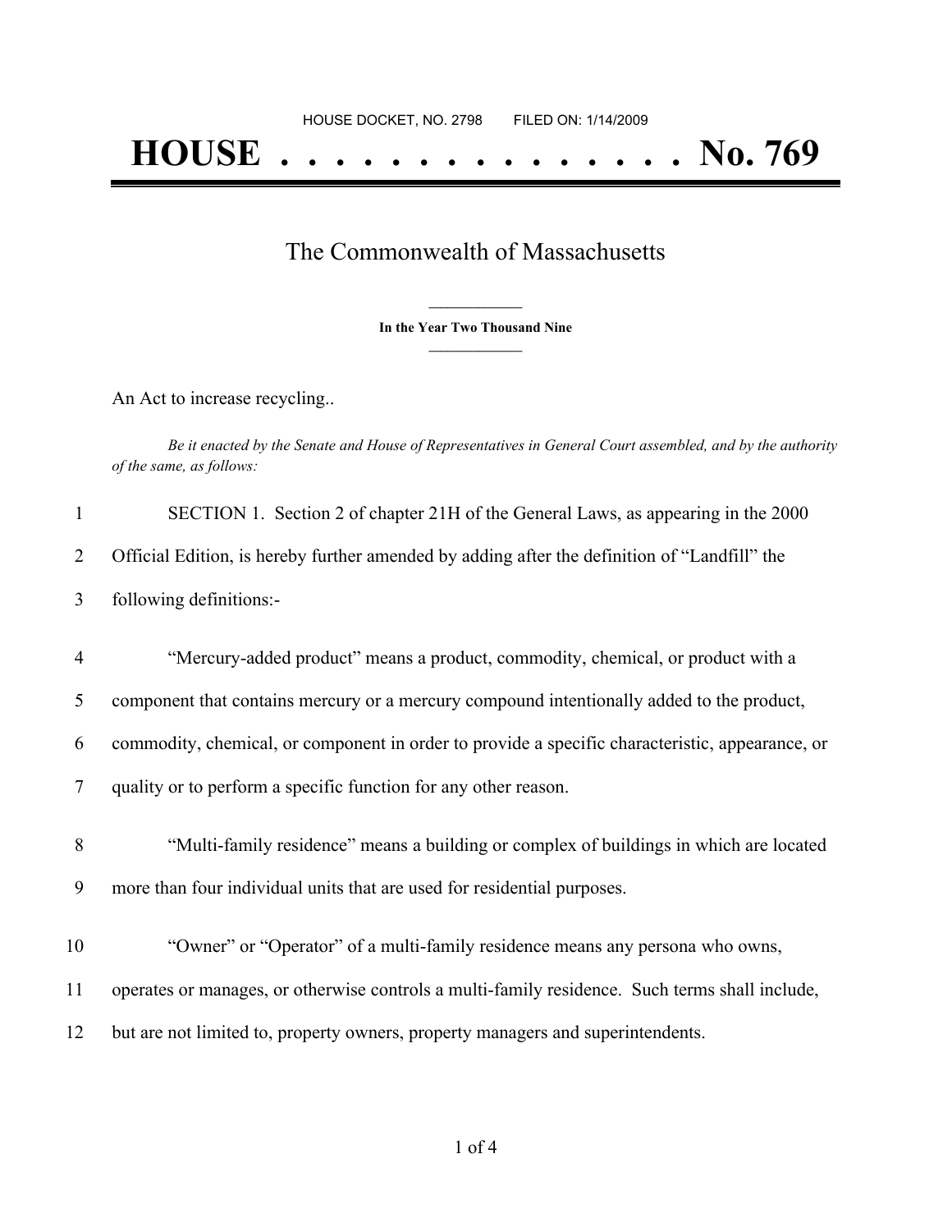HOUSE DOCKET, NO. 2798 FILED ON: 1/14/2009

# HOUSE . . . . . . . . . . . . . . . No. 769

## The Commonwealth of Massachusetts

**In the Year Two Thousand Nine**

An Act to increase recycling..

*Be it enacted by the Senate and House of Representatives in General Court assembled, and by the authority of the same, as follows:*

1 SECTION 1. Section 2 of chapter 21H of the General Laws, as appearing in the 2000
2 Official Edition, is hereby further amended by adding after the definition of "Landfill" the
3 following definitions:-

4 "Mercury-added product" means a product, commodity, chemical, or product with a
5 component that contains mercury or a mercury compound intentionally added to the product,
6 commodity, chemical, or component in order to provide a specific characteristic, appearance, or
7 quality or to perform a specific function for any other reason.

8 "Multi-family residence" means a building or complex of buildings in which are located
9 more than four individual units that are used for residential purposes.

10 "Owner" or "Operator" of a multi-family residence means any persona who owns,
11 operates or manages, or otherwise controls a multi-family residence. Such terms shall include,
12 but are not limited to, property owners, property managers and superintendents.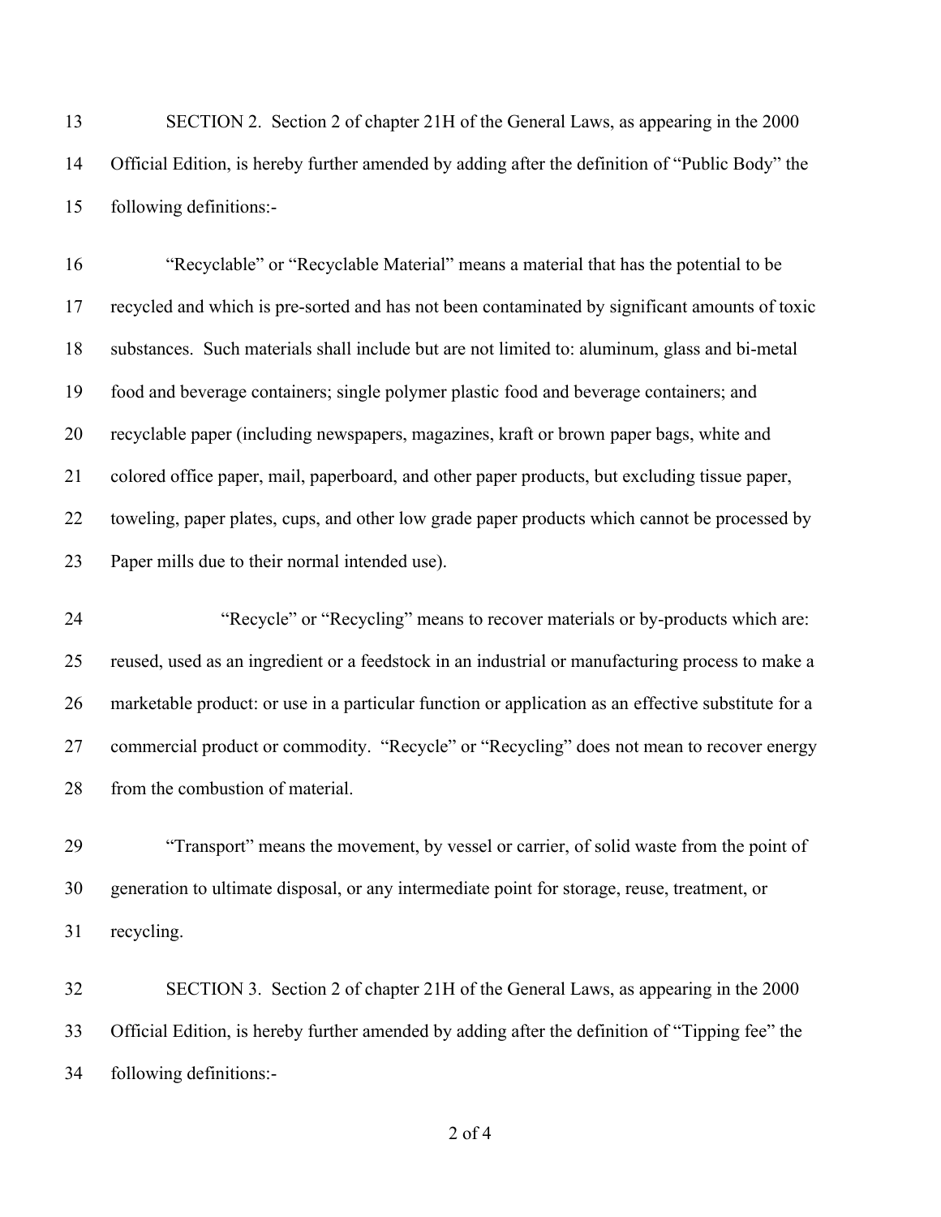SECTION 2. Section 2 of chapter 21H of the General Laws, as appearing in the 2000 Official Edition, is hereby further amended by adding after the definition of "Public Body" the following definitions:-

"Recyclable" or "Recyclable Material" means a material that has the potential to be recycled and which is pre-sorted and has not been contaminated by significant amounts of toxic substances. Such materials shall include but are not limited to: aluminum, glass and bi-metal food and beverage containers; single polymer plastic food and beverage containers; and recyclable paper (including newspapers, magazines, kraft or brown paper bags, white and colored office paper, mail, paperboard, and other paper products, but excluding tissue paper, toweling, paper plates, cups, and other low grade paper products which cannot be processed by Paper mills due to their normal intended use).

"Recycle" or "Recycling" means to recover materials or by-products which are: reused, used as an ingredient or a feedstock in an industrial or manufacturing process to make a marketable product: or use in a particular function or application as an effective substitute for a commercial product or commodity. "Recycle" or "Recycling" does not mean to recover energy from the combustion of material.

"Transport" means the movement, by vessel or carrier, of solid waste from the point of generation to ultimate disposal, or any intermediate point for storage, reuse, treatment, or recycling.

SECTION 3. Section 2 of chapter 21H of the General Laws, as appearing in the 2000 Official Edition, is hereby further amended by adding after the definition of "Tipping fee" the following definitions:-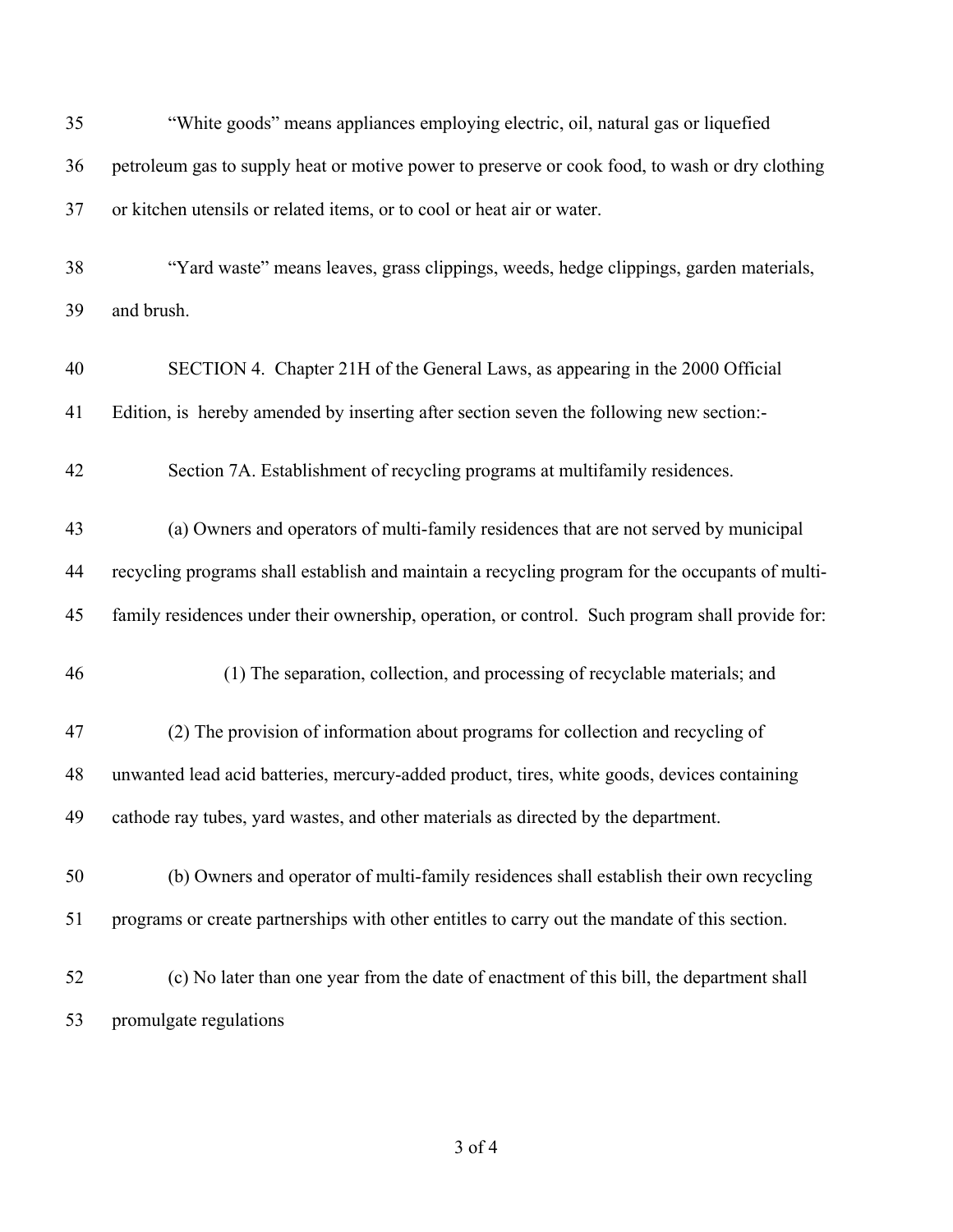35 "White goods" means appliances employing electric, oil, natural gas or liquefied
36 petroleum gas to supply heat or motive power to preserve or cook food, to wash or dry clothing
37 or kitchen utensils or related items, or to cool or heat air or water.

38 "Yard waste" means leaves, grass clippings, weeds, hedge clippings, garden materials,
39 and brush.

40 SECTION 4. Chapter 21H of the General Laws, as appearing in the 2000 Official
41 Edition, is hereby amended by inserting after section seven the following new section:-

42 Section 7A. Establishment of recycling programs at multifamily residences.

43 (a) Owners and operators of multi-family residences that are not served by municipal
44 recycling programs shall establish and maintain a recycling program for the occupants of multi-
45 family residences under their ownership, operation, or control. Such program shall provide for:

46 (1) The separation, collection, and processing of recyclable materials; and

47 (2) The provision of information about programs for collection and recycling of
48 unwanted lead acid batteries, mercury-added product, tires, white goods, devices containing
49 cathode ray tubes, yard wastes, and other materials as directed by the department.

50 (b) Owners and operator of multi-family residences shall establish their own recycling
51 programs or create partnerships with other entitles to carry out the mandate of this section.

52 (c) No later than one year from the date of enactment of this bill, the department shall
53 promulgate regulations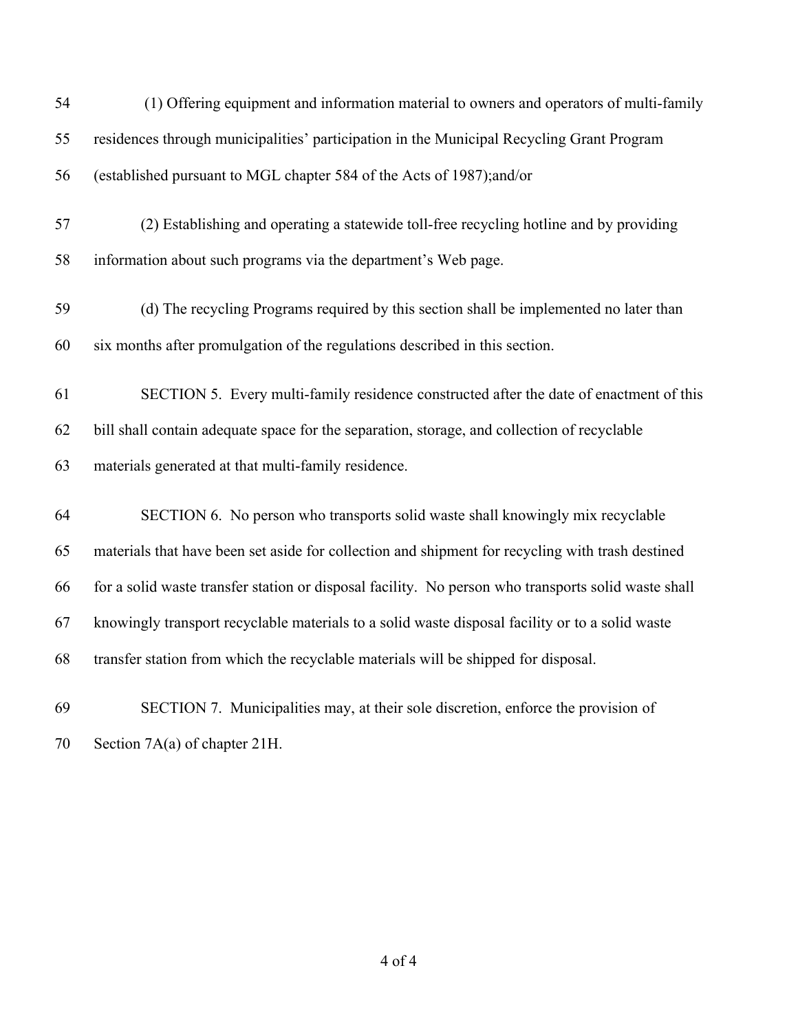(1) Offering equipment and information material to owners and operators of multi-family residences through municipalities' participation in the Municipal Recycling Grant Program (established pursuant to MGL chapter 584 of the Acts of 1987);and/or

(2) Establishing and operating a statewide toll-free recycling hotline and by providing information about such programs via the department's Web page.

(d) The recycling Programs required by this section shall be implemented no later than six months after promulgation of the regulations described in this section.

SECTION 5. Every multi-family residence constructed after the date of enactment of this bill shall contain adequate space for the separation, storage, and collection of recyclable materials generated at that multi-family residence.

SECTION 6. No person who transports solid waste shall knowingly mix recyclable materials that have been set aside for collection and shipment for recycling with trash destined for a solid waste transfer station or disposal facility. No person who transports solid waste shall knowingly transport recyclable materials to a solid waste disposal facility or to a solid waste transfer station from which the recyclable materials will be shipped for disposal.

SECTION 7. Municipalities may, at their sole discretion, enforce the provision of Section 7A(a) of chapter 21H.